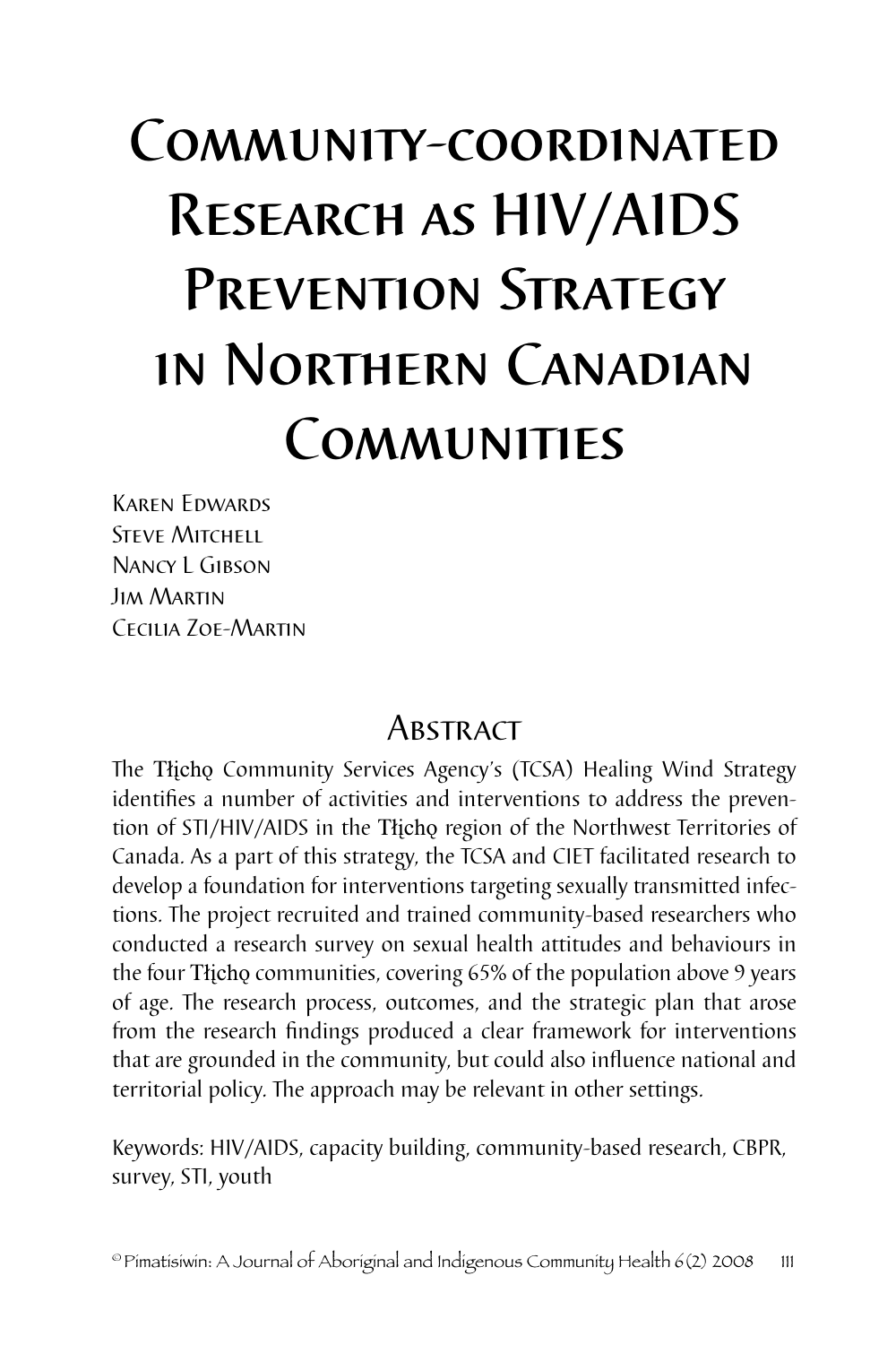# Community-coordinated Research as HIV/AIDS Prevention Strategy in Northern Canadian Communities

Karen Edwards
Steve Mitchell
Nancy L Gibson
Jim Martin
Cecilia Zoe-Martin

## Abstract

The Tłįchǫ Community Services Agency's (TCSA) Healing Wind Strategy identifies a number of activities and interventions to address the prevention of STI/HIV/AIDS in the Tłįchǫ region of the Northwest Territories of Canada. As a part of this strategy, the TCSA and CIET facilitated research to develop a foundation for interventions targeting sexually transmitted infections. The project recruited and trained community-based researchers who conducted a research survey on sexual health attitudes and behaviours in the four Tłįchǫ communities, covering 65% of the population above 9 years of age. The research process, outcomes, and the strategic plan that arose from the research findings produced a clear framework for interventions that are grounded in the community, but could also influence national and territorial policy. The approach may be relevant in other settings.

Keywords: HIV/AIDS, capacity building, community-based research, CBPR, survey, STI, youth

© Pimatisiwin: A Journal of Aboriginal and Indigenous Community Health 6(2) 2008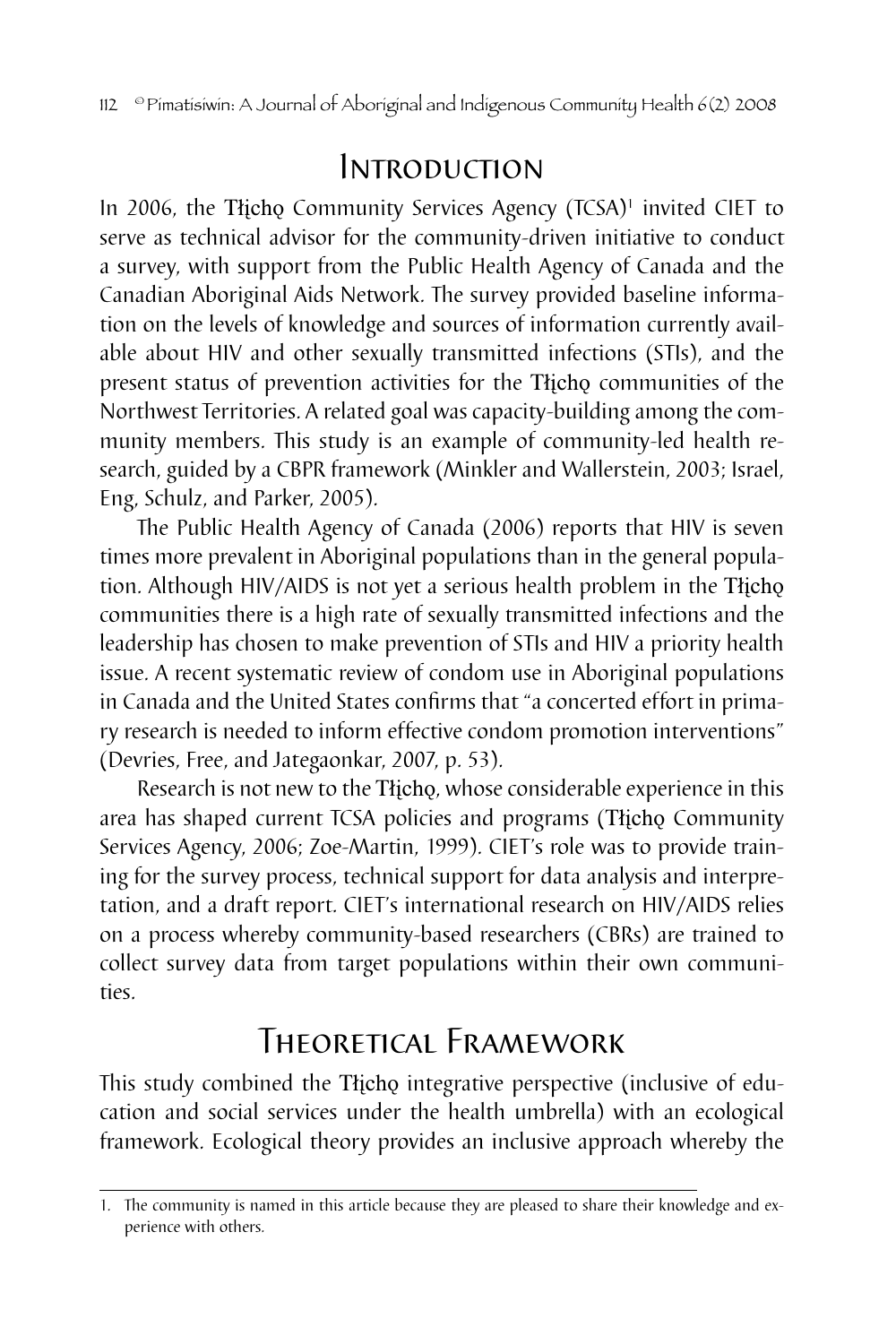# Introduction

In 2006, the Tłįchǫ Community Services Agency (TCSA)[1] invited CIET to serve as technical advisor for the community-driven initiative to conduct a survey, with support from the Public Health Agency of Canada and the Canadian Aboriginal Aids Network. The survey provided baseline information on the levels of knowledge and sources of information currently available about HIV and other sexually transmitted infections (STIs), and the present status of prevention activities for the Tłįchǫ communities of the Northwest Territories. A related goal was capacity-building among the community members. This study is an example of community-led health research, guided by a CBPR framework (Minkler and Wallerstein, 2003; Israel, Eng, Schulz, and Parker, 2005).

The Public Health Agency of Canada (2006) reports that HIV is seven times more prevalent in Aboriginal populations than in the general population. Although HIV/AIDS is not yet a serious health problem in the Tłįchǫ communities there is a high rate of sexually transmitted infections and the leadership has chosen to make prevention of STIs and HIV a priority health issue. A recent systematic review of condom use in Aboriginal populations in Canada and the United States confirms that "a concerted effort in primary research is needed to inform effective condom promotion interventions" (Devries, Free, and Jategaonkar, 2007, p. 53).

Research is not new to the Tłįchǫ, whose considerable experience in this area has shaped current TCSA policies and programs (Tłįchǫ Community Services Agency, 2006; Zoe-Martin, 1999). CIET's role was to provide training for the survey process, technical support for data analysis and interpretation, and a draft report. CIET's international research on HIV/AIDS relies on a process whereby community-based researchers (CBRs) are trained to collect survey data from target populations within their own communities.

# Theoretical Framework

This study combined the Tłįchǫ integrative perspective (inclusive of education and social services under the health umbrella) with an ecological framework. Ecological theory provides an inclusive approach whereby the

1. The community is named in this article because they are pleased to share their knowledge and experience with others.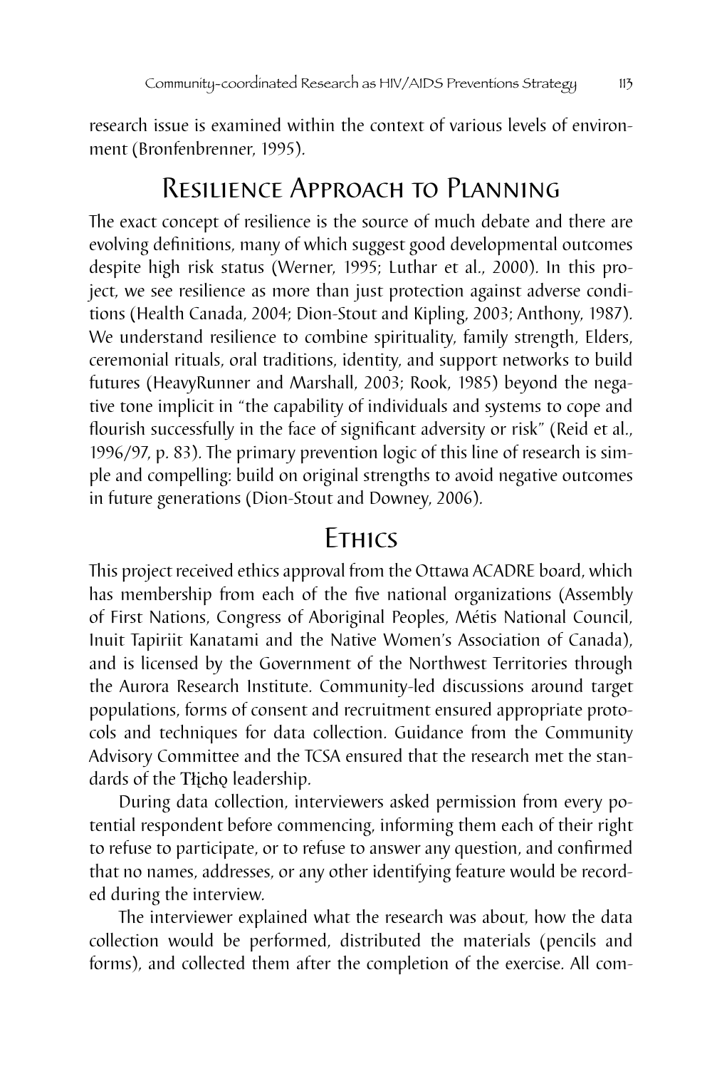research issue is examined within the context of various levels of environment (Bronfenbrenner, 1995).

## Resilience Approach to Planning

The exact concept of resilience is the source of much debate and there are evolving definitions, many of which suggest good developmental outcomes despite high risk status (Werner, 1995; Luthar et al., 2000). In this project, we see resilience as more than just protection against adverse conditions (Health Canada, 2004; Dion-Stout and Kipling, 2003; Anthony, 1987). We understand resilience to combine spirituality, family strength, Elders, ceremonial rituals, oral traditions, identity, and support networks to build futures (HeavyRunner and Marshall, 2003; Rook, 1985) beyond the negative tone implicit in "the capability of individuals and systems to cope and flourish successfully in the face of significant adversity or risk" (Reid et al., 1996/97, p. 83). The primary prevention logic of this line of research is simple and compelling: build on original strengths to avoid negative outcomes in future generations (Dion-Stout and Downey, 2006).

## Ethics

This project received ethics approval from the Ottawa ACADRE board, which has membership from each of the five national organizations (Assembly of First Nations, Congress of Aboriginal Peoples, Métis National Council, Inuit Tapiriit Kanatami and the Native Women's Association of Canada), and is licensed by the Government of the Northwest Territories through the Aurora Research Institute. Community-led discussions around target populations, forms of consent and recruitment ensured appropriate protocols and techniques for data collection. Guidance from the Community Advisory Committee and the TCSA ensured that the research met the standards of the Tłı̨chǫ leadership.

During data collection, interviewers asked permission from every potential respondent before commencing, informing them each of their right to refuse to participate, or to refuse to answer any question, and confirmed that no names, addresses, or any other identifying feature would be recorded during the interview.

The interviewer explained what the research was about, how the data collection would be performed, distributed the materials (pencils and forms), and collected them after the completion of the exercise. All com-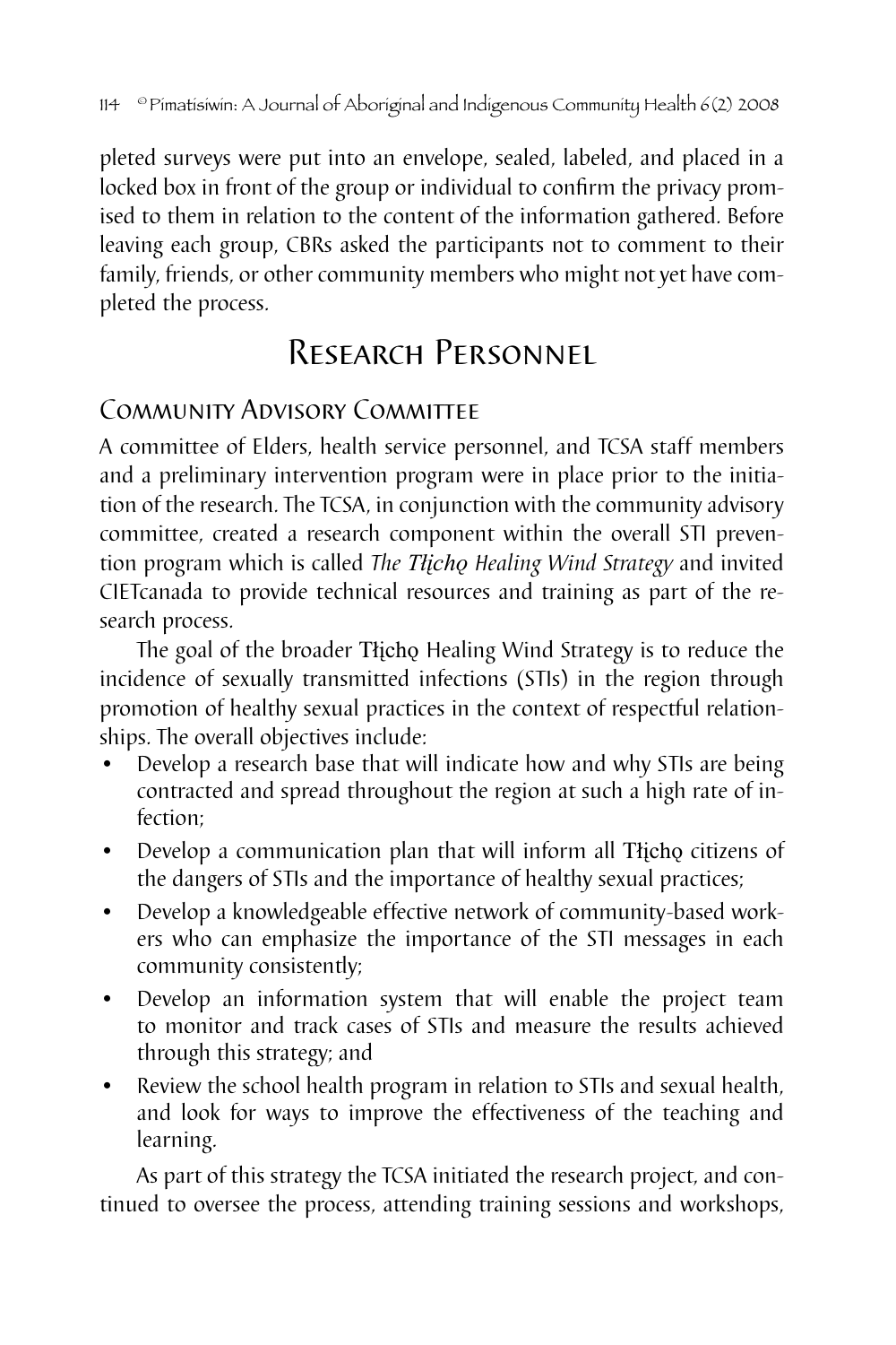pleted surveys were put into an envelope, sealed, labeled, and placed in a locked box in front of the group or individual to confirm the privacy promised to them in relation to the content of the information gathered. Before leaving each group, CBRs asked the participants not to comment to their family, friends, or other community members who might not yet have completed the process.

# Research Personnel

## Community Advisory Committee

A committee of Elders, health service personnel, and TCSA staff members and a preliminary intervention program were in place prior to the initiation of the research. The TCSA, in conjunction with the community advisory committee, created a research component within the overall STI prevention program which is called *The Tłı̨chǫ Healing Wind Strategy* and invited CIETcanada to provide technical resources and training as part of the research process.

The goal of the broader Tłı̨chǫ Healing Wind Strategy is to reduce the incidence of sexually transmitted infections (STIs) in the region through promotion of healthy sexual practices in the context of respectful relationships. The overall objectives include:

- Develop a research base that will indicate how and why STIs are being contracted and spread throughout the region at such a high rate of infection;
- Develop a communication plan that will inform all Tłı̨chǫ citizens of the dangers of STIs and the importance of healthy sexual practices;
- Develop a knowledgeable effective network of community-based workers who can emphasize the importance of the STI messages in each community consistently;
- Develop an information system that will enable the project team to monitor and track cases of STIs and measure the results achieved through this strategy; and
- Review the school health program in relation to STIs and sexual health, and look for ways to improve the effectiveness of the teaching and learning.

As part of this strategy the TCSA initiated the research project, and continued to oversee the process, attending training sessions and workshops,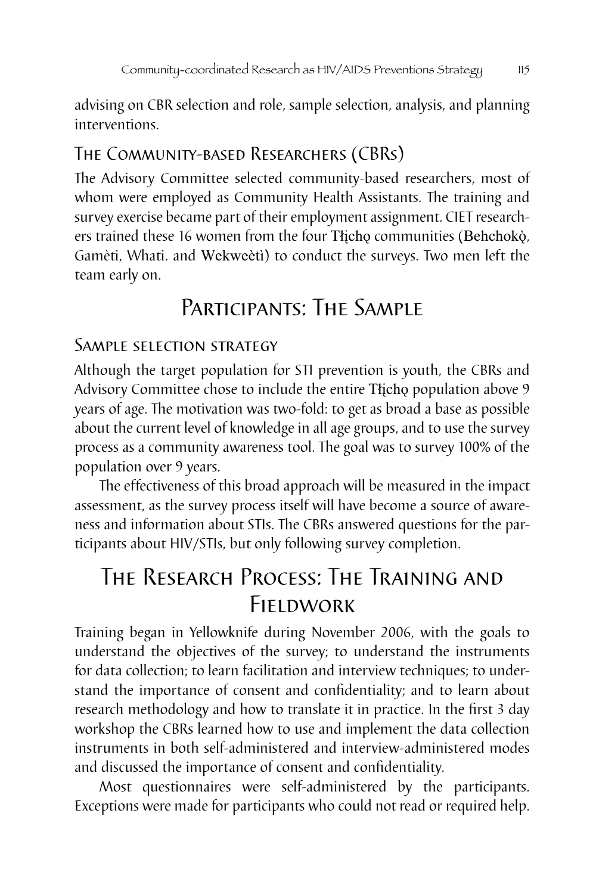advising on CBR selection and role, sample selection, analysis, and planning interventions.

### The Community-based Researchers (CBRs)

The Advisory Committee selected community-based researchers, most of whom were employed as Community Health Assistants. The training and survey exercise became part of their employment assignment. CIET researchers trained these 16 women from the four Tłı̨chǫ communities (Behchokǫ̀, Gamètì, Whatì, and Wekweètì) to conduct the surveys. Two men left the team early on.

## Participants: The Sample

### Sample selection strategy

Although the target population for STI prevention is youth, the CBRs and Advisory Committee chose to include the entire Tłı̨chǫ population above 9 years of age. The motivation was two-fold: to get as broad a base as possible about the current level of knowledge in all age groups, and to use the survey process as a community awareness tool. The goal was to survey 100% of the population over 9 years.

The effectiveness of this broad approach will be measured in the impact assessment, as the survey process itself will have become a source of awareness and information about STIs. The CBRs answered questions for the participants about HIV/STIs, but only following survey completion.

## The Research Process: The Training and Fieldwork

Training began in Yellowknife during November 2006, with the goals to understand the objectives of the survey; to understand the instruments for data collection; to learn facilitation and interview techniques; to understand the importance of consent and confidentiality; and to learn about research methodology and how to translate it in practice. In the first 3 day workshop the CBRs learned how to use and implement the data collection instruments in both self-administered and interview-administered modes and discussed the importance of consent and confidentiality.

Most questionnaires were self-administered by the participants. Exceptions were made for participants who could not read or required help.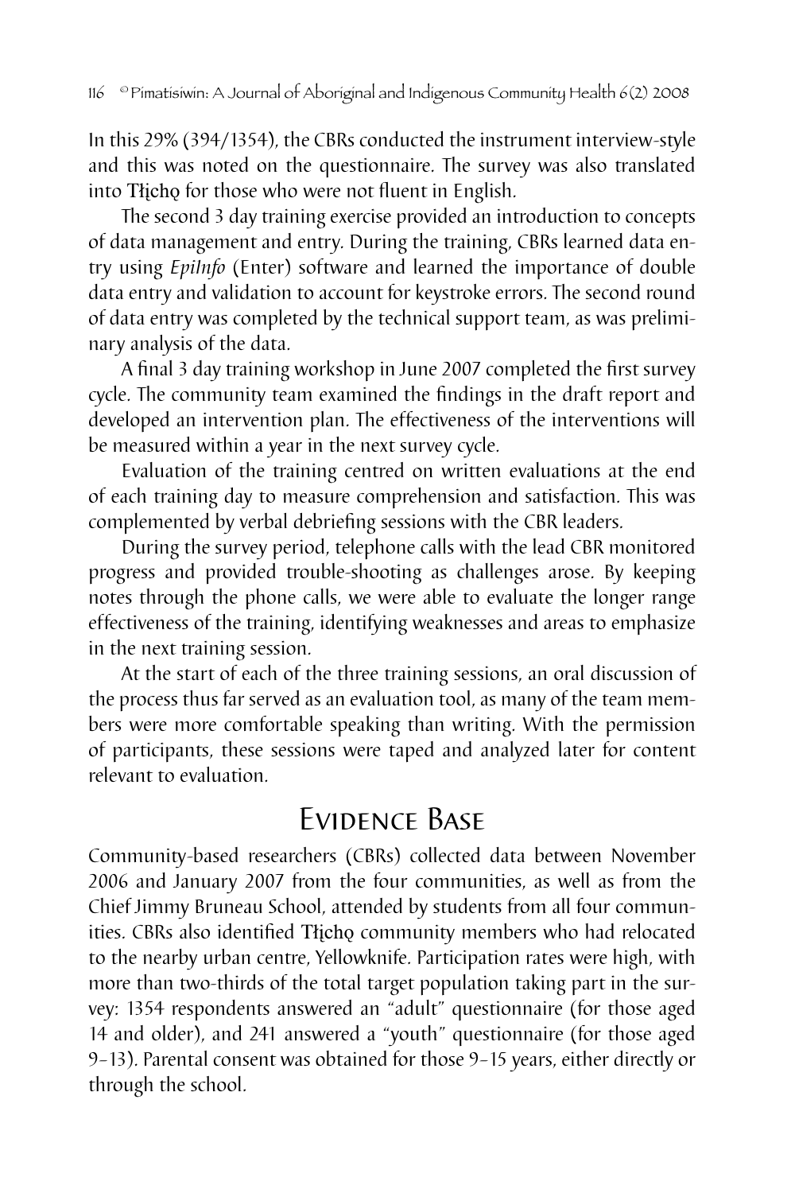In this 29% (394/1354), the CBRs conducted the instrument interview-style and this was noted on the questionnaire. The survey was also translated into Tłįchǫ for those who were not fluent in English.

The second 3 day training exercise provided an introduction to concepts of data management and entry. During the training, CBRs learned data entry using *EpiInfo* (Enter) software and learned the importance of double data entry and validation to account for keystroke errors. The second round of data entry was completed by the technical support team, as was preliminary analysis of the data.

A final 3 day training workshop in June 2007 completed the first survey cycle. The community team examined the findings in the draft report and developed an intervention plan. The effectiveness of the interventions will be measured within a year in the next survey cycle.

Evaluation of the training centred on written evaluations at the end of each training day to measure comprehension and satisfaction. This was complemented by verbal debriefing sessions with the CBR leaders.

During the survey period, telephone calls with the lead CBR monitored progress and provided trouble-shooting as challenges arose. By keeping notes through the phone calls, we were able to evaluate the longer range effectiveness of the training, identifying weaknesses and areas to emphasize in the next training session.

At the start of each of the three training sessions, an oral discussion of the process thus far served as an evaluation tool, as many of the team members were more comfortable speaking than writing. With the permission of participants, these sessions were taped and analyzed later for content relevant to evaluation.

## Evidence Base

Community-based researchers (CBRs) collected data between November 2006 and January 2007 from the four communities, as well as from the Chief Jimmy Bruneau School, attended by students from all four communities. CBRs also identified Tłįchǫ community members who had relocated to the nearby urban centre, Yellowknife. Participation rates were high, with more than two-thirds of the total target population taking part in the survey: 1354 respondents answered an "adult" questionnaire (for those aged 14 and older), and 241 answered a "youth" questionnaire (for those aged 9–13). Parental consent was obtained for those 9–15 years, either directly or through the school.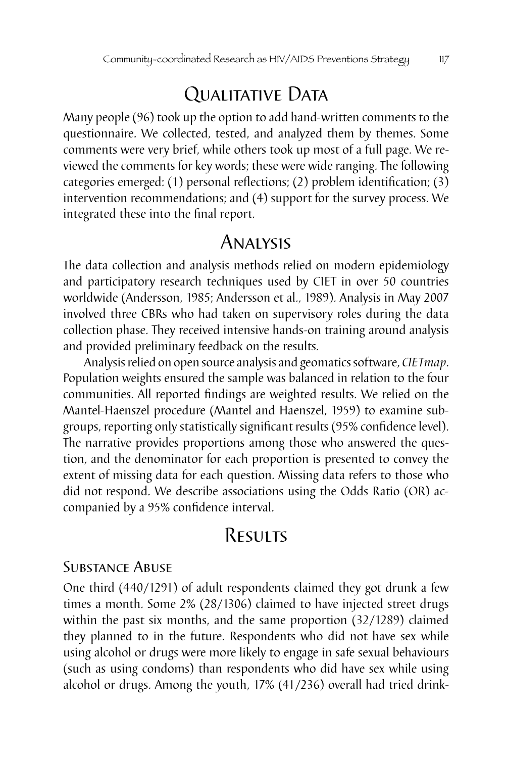## Qualitative Data

Many people (96) took up the option to add hand-written comments to the questionnaire. We collected, tested, and analyzed them by themes. Some comments were very brief, while others took up most of a full page. We reviewed the comments for key words; these were wide ranging. The following categories emerged: (1) personal reflections; (2) problem identification; (3) intervention recommendations; and (4) support for the survey process. We integrated these into the final report.

## Analysis

The data collection and analysis methods relied on modern epidemiology and participatory research techniques used by CIET in over 50 countries worldwide (Andersson, 1985; Andersson et al., 1989). Analysis in May 2007 involved three CBRs who had taken on supervisory roles during the data collection phase. They received intensive hands-on training around analysis and provided preliminary feedback on the results.

Analysis relied on open source analysis and geomatics software, *CIETmap*. Population weights ensured the sample was balanced in relation to the four communities. All reported findings are weighted results. We relied on the Mantel-Haenszel procedure (Mantel and Haenszel, 1959) to examine subgroups, reporting only statistically significant results (95% confidence level). The narrative provides proportions among those who answered the question, and the denominator for each proportion is presented to convey the extent of missing data for each question. Missing data refers to those who did not respond. We describe associations using the Odds Ratio (OR) accompanied by a 95% confidence interval.

## Results

### Substance Abuse

One third (440/1291) of adult respondents claimed they got drunk a few times a month. Some 2% (28/1306) claimed to have injected street drugs within the past six months, and the same proportion (32/1289) claimed they planned to in the future. Respondents who did not have sex while using alcohol or drugs were more likely to engage in safe sexual behaviours (such as using condoms) than respondents who did have sex while using alcohol or drugs. Among the youth, 17% (41/236) overall had tried drink-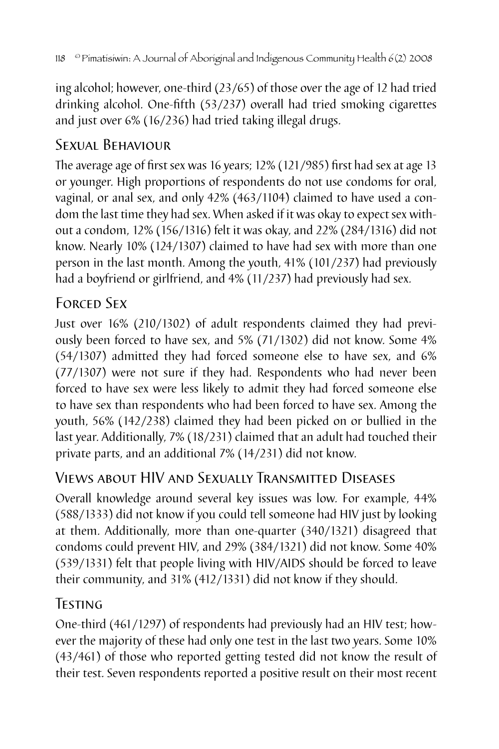ing alcohol; however, one-third (23/65) of those over the age of 12 had tried drinking alcohol. One-fifth (53/237) overall had tried smoking cigarettes and just over 6% (16/236) had tried taking illegal drugs.

## Sexual Behaviour

The average age of first sex was 16 years; 12% (121/985) first had sex at age 13 or younger. High proportions of respondents do not use condoms for oral, vaginal, or anal sex, and only 42% (463/1104) claimed to have used a condom the last time they had sex. When asked if it was okay to expect sex without a condom, 12% (156/1316) felt it was okay, and 22% (284/1316) did not know. Nearly 10% (124/1307) claimed to have had sex with more than one person in the last month. Among the youth, 41% (101/237) had previously had a boyfriend or girlfriend, and 4% (11/237) had previously had sex.

## Forced Sex

Just over 16% (210/1302) of adult respondents claimed they had previously been forced to have sex, and 5% (71/1302) did not know. Some 4% (54/1307) admitted they had forced someone else to have sex, and 6% (77/1307) were not sure if they had. Respondents who had never been forced to have sex were less likely to admit they had forced someone else to have sex than respondents who had been forced to have sex. Among the youth, 56% (142/238) claimed they had been picked on or bullied in the last year. Additionally, 7% (18/231) claimed that an adult had touched their private parts, and an additional 7% (14/231) did not know.

## Views about HIV and Sexually Transmitted Diseases

Overall knowledge around several key issues was low. For example, 44% (588/1333) did not know if you could tell someone had HIV just by looking at them. Additionally, more than one-quarter (340/1321) disagreed that condoms could prevent HIV, and 29% (384/1321) did not know. Some 40% (539/1331) felt that people living with HIV/AIDS should be forced to leave their community, and 31% (412/1331) did not know if they should.

## Testing

One-third (461/1297) of respondents had previously had an HIV test; however the majority of these had only one test in the last two years. Some 10% (43/461) of those who reported getting tested did not know the result of their test. Seven respondents reported a positive result on their most recent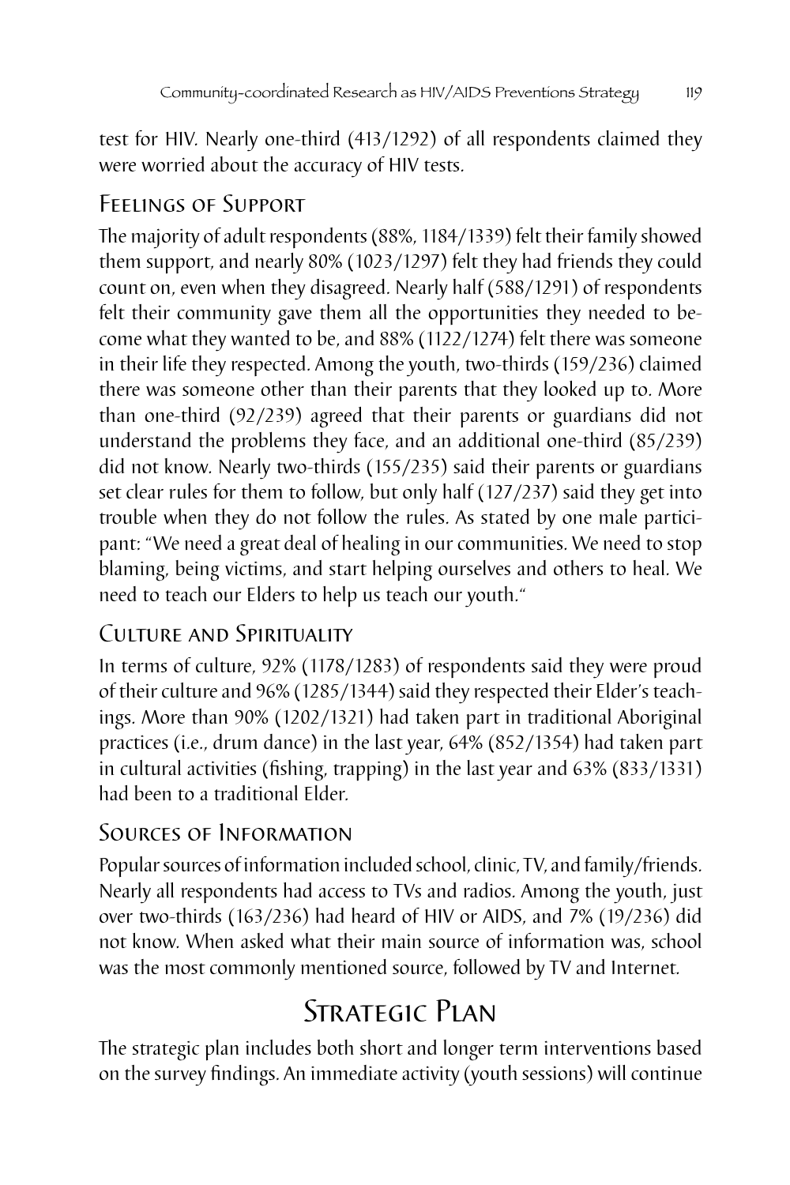test for HIV. Nearly one-third (413/1292) of all respondents claimed they were worried about the accuracy of HIV tests.

### Feelings of Support

The majority of adult respondents (88%, 1184/1339) felt their family showed them support, and nearly 80% (1023/1297) felt they had friends they could count on, even when they disagreed. Nearly half (588/1291) of respondents felt their community gave them all the opportunities they needed to become what they wanted to be, and 88% (1122/1274) felt there was someone in their life they respected. Among the youth, two-thirds (159/236) claimed there was someone other than their parents that they looked up to. More than one-third (92/239) agreed that their parents or guardians did not understand the problems they face, and an additional one-third (85/239) did not know. Nearly two-thirds (155/235) said their parents or guardians set clear rules for them to follow, but only half (127/237) said they get into trouble when they do not follow the rules. As stated by one male participant: "We need a great deal of healing in our communities. We need to stop blaming, being victims, and start helping ourselves and others to heal. We need to teach our Elders to help us teach our youth."

### Culture and Spirituality

In terms of culture, 92% (1178/1283) of respondents said they were proud of their culture and 96% (1285/1344) said they respected their Elder's teachings. More than 90% (1202/1321) had taken part in traditional Aboriginal practices (i.e., drum dance) in the last year, 64% (852/1354) had taken part in cultural activities (fishing, trapping) in the last year and 63% (833/1331) had been to a traditional Elder.

### Sources of Information

Popular sources of information included school, clinic, TV, and family/friends. Nearly all respondents had access to TVs and radios. Among the youth, just over two-thirds (163/236) had heard of HIV or AIDS, and 7% (19/236) did not know. When asked what their main source of information was, school was the most commonly mentioned source, followed by TV and Internet.

## Strategic Plan

The strategic plan includes both short and longer term interventions based on the survey findings. An immediate activity (youth sessions) will continue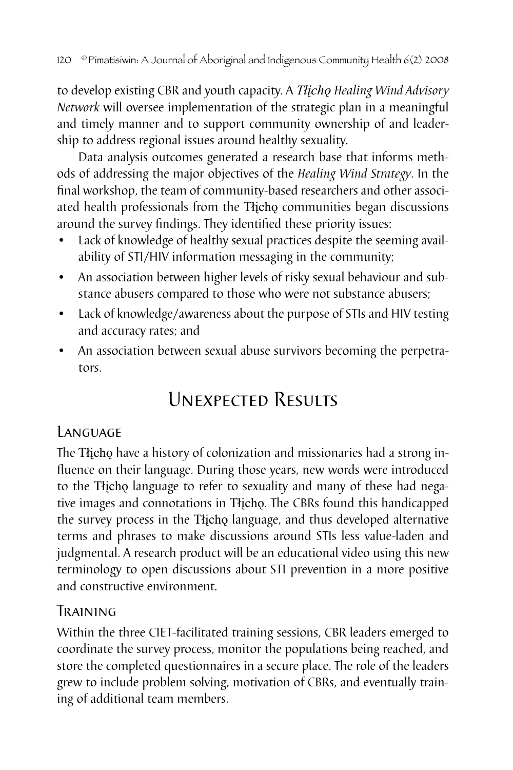to develop existing CBR and youth capacity. A *Tłįchǫ Healing Wind Advisory Network* will oversee implementation of the strategic plan in a meaningful and timely manner and to support community ownership of and leadership to address regional issues around healthy sexuality.

Data analysis outcomes generated a research base that informs methods of addressing the major objectives of the *Healing Wind Strategy*. In the final workshop, the team of community-based researchers and other associated health professionals from the Tłįchǫ communities began discussions around the survey findings. They identified these priority issues:

- Lack of knowledge of healthy sexual practices despite the seeming availability of STI/HIV information messaging in the community;
- An association between higher levels of risky sexual behaviour and substance abusers compared to those who were not substance abusers;
- Lack of knowledge/awareness about the purpose of STIs and HIV testing and accuracy rates; and
- An association between sexual abuse survivors becoming the perpetrators.

## Unexpected Results

### Language

The Tłįchǫ have a history of colonization and missionaries had a strong influence on their language. During those years, new words were introduced to the Tłįchǫ language to refer to sexuality and many of these had negative images and connotations in Tłįchǫ. The CBRs found this handicapped the survey process in the Tłįchǫ language, and thus developed alternative terms and phrases to make discussions around STIs less value-laden and judgmental. A research product will be an educational video using this new terminology to open discussions about STI prevention in a more positive and constructive environment.

### Training

Within the three CIET-facilitated training sessions, CBR leaders emerged to coordinate the survey process, monitor the populations being reached, and store the completed questionnaires in a secure place. The role of the leaders grew to include problem solving, motivation of CBRs, and eventually training of additional team members.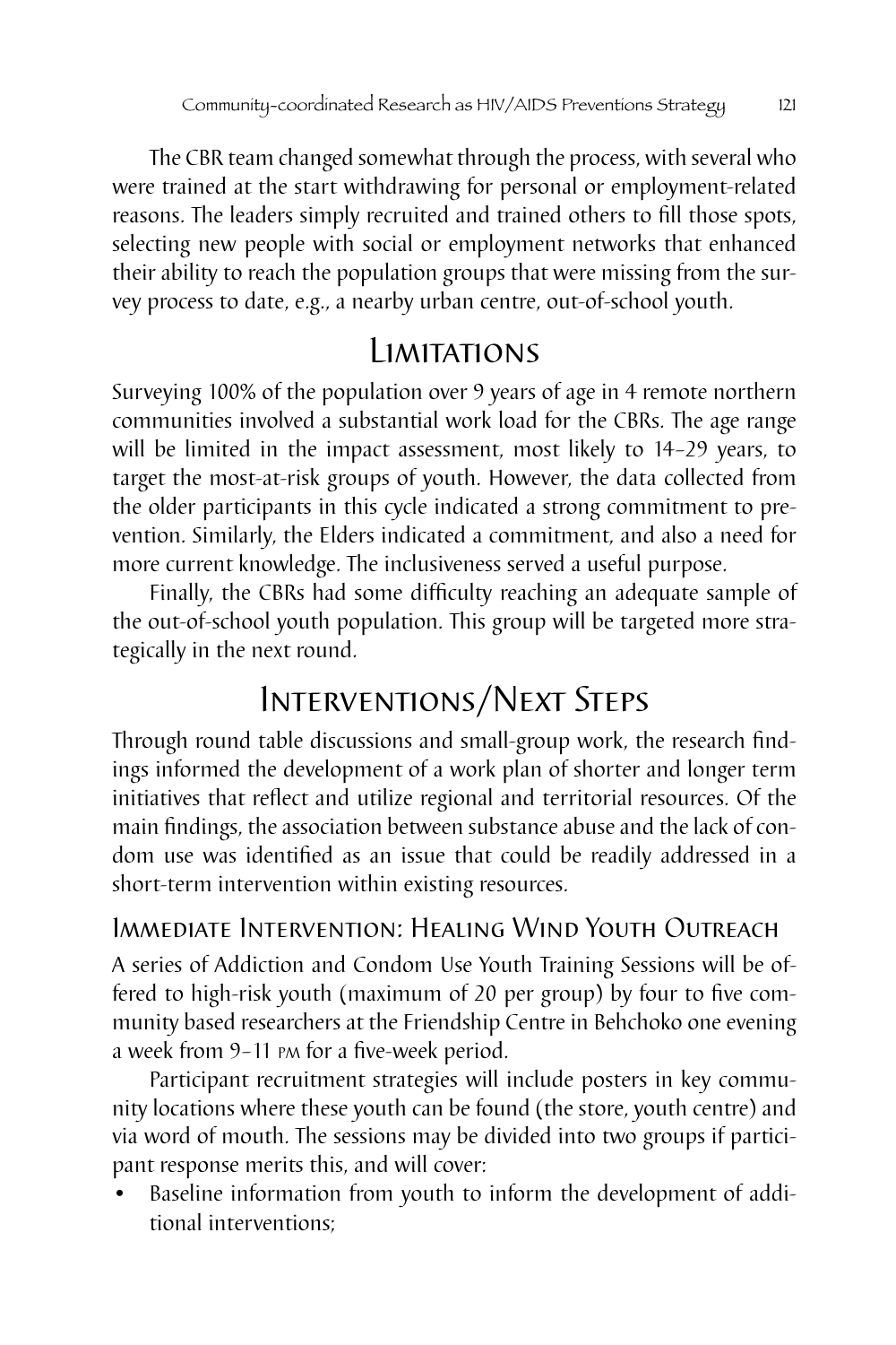The CBR team changed somewhat through the process, with several who were trained at the start withdrawing for personal or employment-related reasons. The leaders simply recruited and trained others to fill those spots, selecting new people with social or employment networks that enhanced their ability to reach the population groups that were missing from the survey process to date, e.g., a nearby urban centre, out-of-school youth.

## Limitations

Surveying 100% of the population over 9 years of age in 4 remote northern communities involved a substantial work load for the CBRs. The age range will be limited in the impact assessment, most likely to 14–29 years, to target the most-at-risk groups of youth. However, the data collected from the older participants in this cycle indicated a strong commitment to prevention. Similarly, the Elders indicated a commitment, and also a need for more current knowledge. The inclusiveness served a useful purpose.

Finally, the CBRs had some difficulty reaching an adequate sample of the out-of-school youth population. This group will be targeted more strategically in the next round.

## Interventions/Next Steps

Through round table discussions and small-group work, the research findings informed the development of a work plan of shorter and longer term initiatives that reflect and utilize regional and territorial resources. Of the main findings, the association between substance abuse and the lack of condom use was identified as an issue that could be readily addressed in a short-term intervention within existing resources.

### Immediate Intervention: Healing Wind Youth Outreach

A series of Addiction and Condom Use Youth Training Sessions will be offered to high-risk youth (maximum of 20 per group) by four to five community based researchers at the Friendship Centre in Behchoko one evening a week from 9–11 PM for a five-week period.

Participant recruitment strategies will include posters in key community locations where these youth can be found (the store, youth centre) and via word of mouth. The sessions may be divided into two groups if participant response merits this, and will cover:

- Baseline information from youth to inform the development of additional interventions;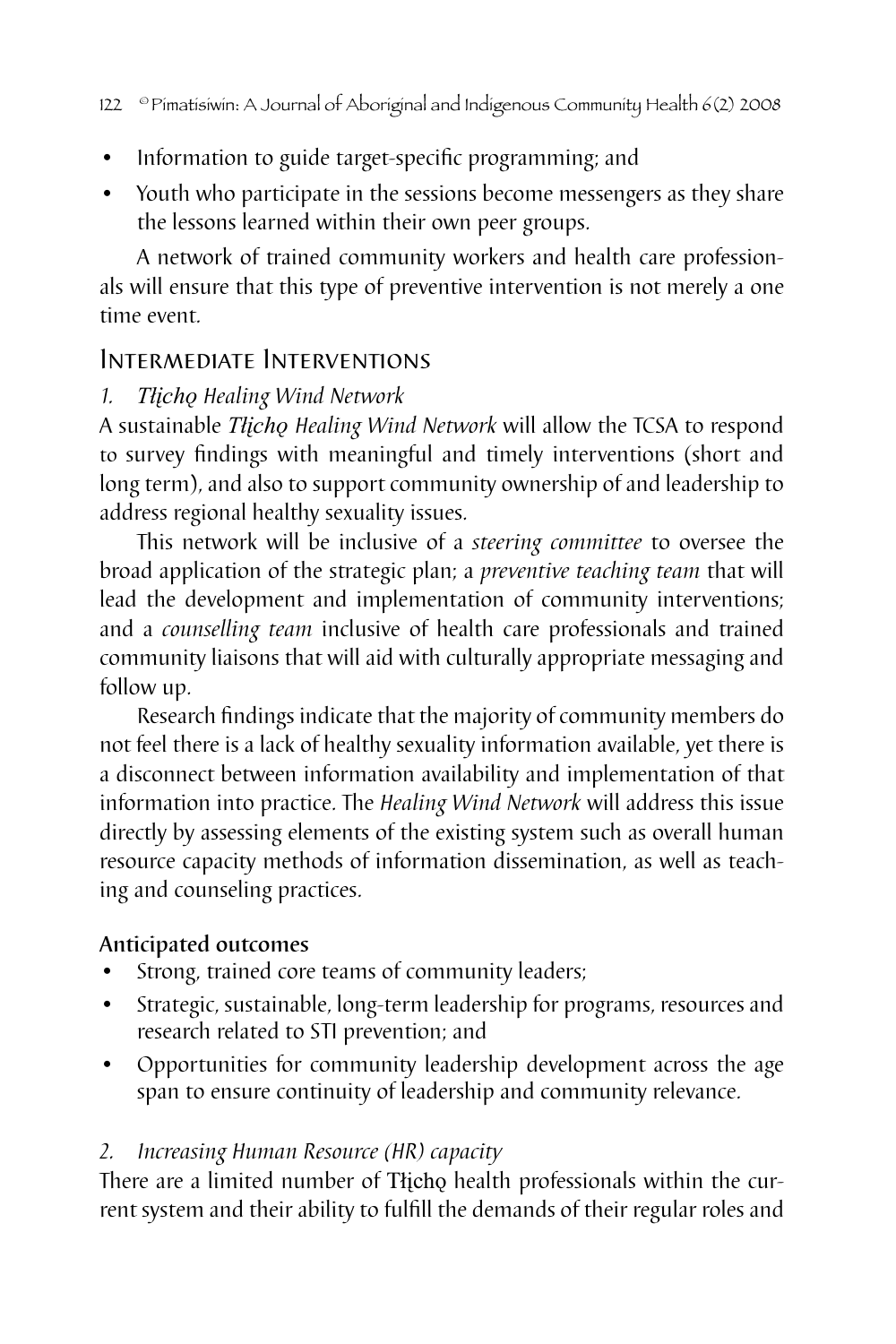- Information to guide target-specific programming; and
- Youth who participate in the sessions become messengers as they share the lessons learned within their own peer groups.

A network of trained community workers and health care professionals will ensure that this type of preventive intervention is not merely a one time event.

## Intermediate Interventions

### *1. Tłįchǫ Healing Wind Network*

A sustainable *Tłįchǫ Healing Wind Network* will allow the TCSA to respond to survey findings with meaningful and timely interventions (short and long term), and also to support community ownership of and leadership to address regional healthy sexuality issues.

This network will be inclusive of a *steering committee* to oversee the broad application of the strategic plan; a *preventive teaching team* that will lead the development and implementation of community interventions; and a *counselling team* inclusive of health care professionals and trained community liaisons that will aid with culturally appropriate messaging and follow up.

Research findings indicate that the majority of community members do not feel there is a lack of healthy sexuality information available, yet there is a disconnect between information availability and implementation of that information into practice. The *Healing Wind Network* will address this issue directly by assessing elements of the existing system such as overall human resource capacity methods of information dissemination, as well as teaching and counseling practices.

**Anticipated outcomes**

- Strong, trained core teams of community leaders;
- Strategic, sustainable, long-term leadership for programs, resources and research related to STI prevention; and
- Opportunities for community leadership development across the age span to ensure continuity of leadership and community relevance.

### *2. Increasing Human Resource (HR) capacity*

There are a limited number of Tłįchǫ health professionals within the current system and their ability to fulfill the demands of their regular roles and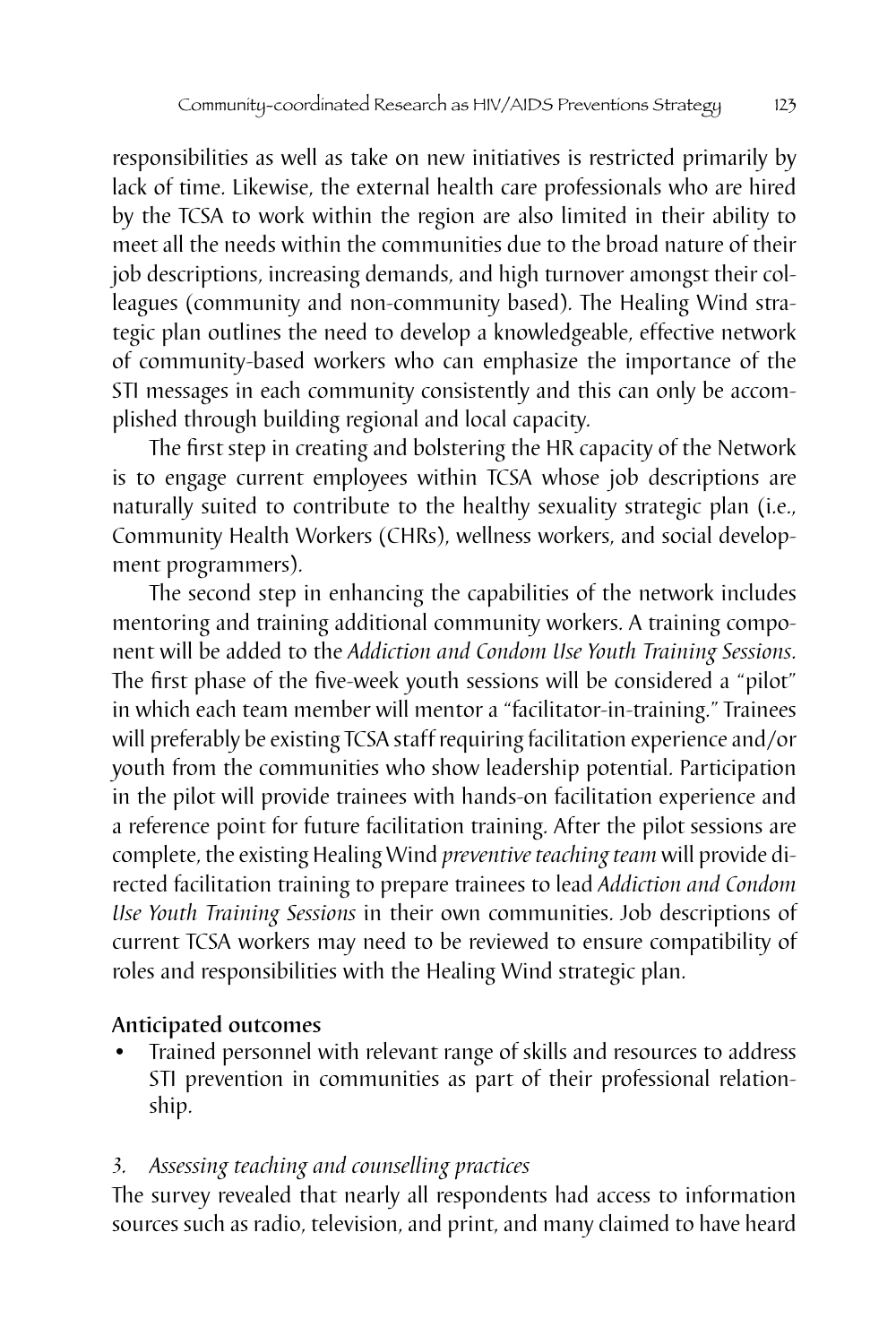responsibilities as well as take on new initiatives is restricted primarily by lack of time. Likewise, the external health care professionals who are hired by the TCSA to work within the region are also limited in their ability to meet all the needs within the communities due to the broad nature of their job descriptions, increasing demands, and high turnover amongst their colleagues (community and non-community based). The Healing Wind strategic plan outlines the need to develop a knowledgeable, effective network of community-based workers who can emphasize the importance of the STI messages in each community consistently and this can only be accomplished through building regional and local capacity.

The first step in creating and bolstering the HR capacity of the Network is to engage current employees within TCSA whose job descriptions are naturally suited to contribute to the healthy sexuality strategic plan (i.e., Community Health Workers (CHRs), wellness workers, and social development programmers).

The second step in enhancing the capabilities of the network includes mentoring and training additional community workers. A training component will be added to the *Addiction and Condom Use Youth Training Sessions*. The first phase of the five-week youth sessions will be considered a "pilot" in which each team member will mentor a "facilitator-in-training." Trainees will preferably be existing TCSA staff requiring facilitation experience and/or youth from the communities who show leadership potential. Participation in the pilot will provide trainees with hands-on facilitation experience and a reference point for future facilitation training. After the pilot sessions are complete, the existing Healing Wind *preventive teaching team* will provide directed facilitation training to prepare trainees to lead *Addiction and Condom Use Youth Training Sessions* in their own communities. Job descriptions of current TCSA workers may need to be reviewed to ensure compatibility of roles and responsibilities with the Healing Wind strategic plan.

**Anticipated outcomes**

- Trained personnel with relevant range of skills and resources to address STI prevention in communities as part of their professional relationship.

*3. Assessing teaching and counselling practices*

The survey revealed that nearly all respondents had access to information sources such as radio, television, and print, and many claimed to have heard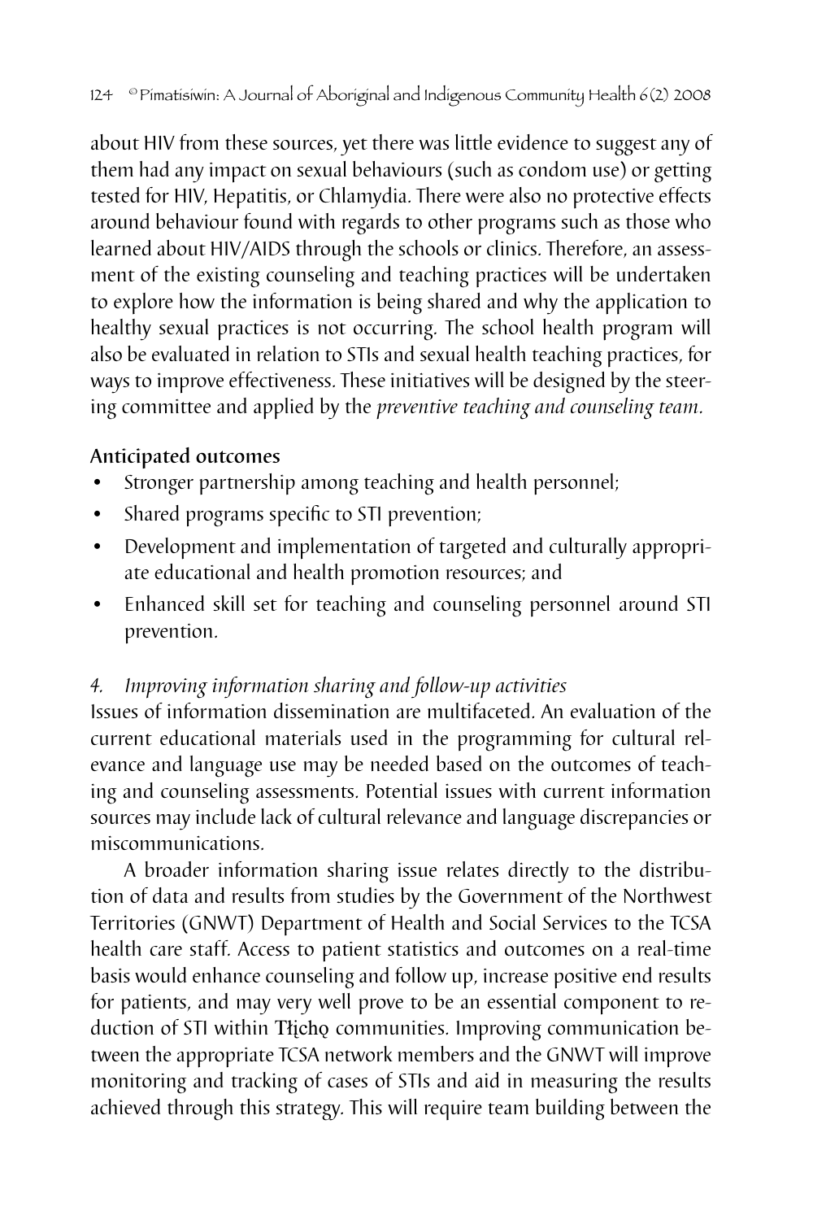about HIV from these sources, yet there was little evidence to suggest any of them had any impact on sexual behaviours (such as condom use) or getting tested for HIV, Hepatitis, or Chlamydia. There were also no protective effects around behaviour found with regards to other programs such as those who learned about HIV/AIDS through the schools or clinics. Therefore, an assessment of the existing counseling and teaching practices will be undertaken to explore how the information is being shared and why the application to healthy sexual practices is not occurring. The school health program will also be evaluated in relation to STIs and sexual health teaching practices, for ways to improve effectiveness. These initiatives will be designed by the steering committee and applied by the *preventive teaching and counseling team.*

**Anticipated outcomes**

- Stronger partnership among teaching and health personnel;
- Shared programs specific to STI prevention;
- Development and implementation of targeted and culturally appropriate educational and health promotion resources; and
- Enhanced skill set for teaching and counseling personnel around STI prevention.

*4. Improving information sharing and follow-up activities*

Issues of information dissemination are multifaceted. An evaluation of the current educational materials used in the programming for cultural relevance and language use may be needed based on the outcomes of teaching and counseling assessments. Potential issues with current information sources may include lack of cultural relevance and language discrepancies or miscommunications.

A broader information sharing issue relates directly to the distribution of data and results from studies by the Government of the Northwest Territories (GNWT) Department of Health and Social Services to the TCSA health care staff. Access to patient statistics and outcomes on a real-time basis would enhance counseling and follow up, increase positive end results for patients, and may very well prove to be an essential component to reduction of STI within Tłı̨chǫ communities. Improving communication between the appropriate TCSA network members and the GNWT will improve monitoring and tracking of cases of STIs and aid in measuring the results achieved through this strategy. This will require team building between the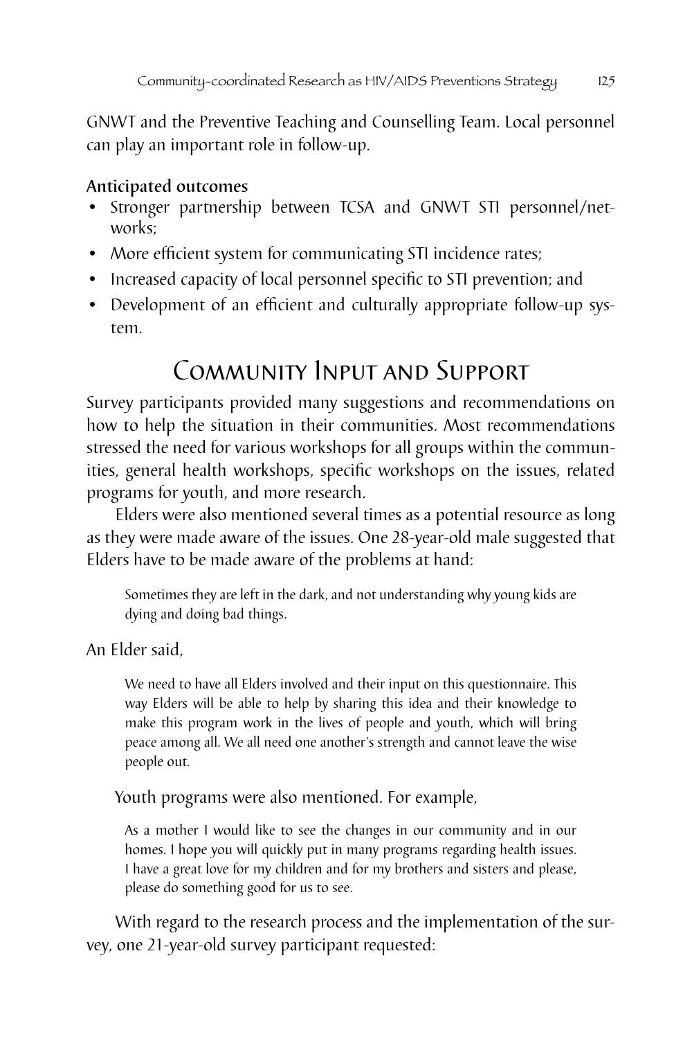GNWT and the Preventive Teaching and Counselling Team. Local personnel can play an important role in follow-up.

**Anticipated outcomes**

- Stronger partnership between TCSA and GNWT STI personnel/networks;
- More efficient system for communicating STI incidence rates;
- Increased capacity of local personnel specific to STI prevention; and
- Development of an efficient and culturally appropriate follow-up system.

## Community Input and Support

Survey participants provided many suggestions and recommendations on how to help the situation in their communities. Most recommendations stressed the need for various workshops for all groups within the communities, general health workshops, specific workshops on the issues, related programs for youth, and more research.

Elders were also mentioned several times as a potential resource as long as they were made aware of the issues. One 28-year-old male suggested that Elders have to be made aware of the problems at hand:

> Sometimes they are left in the dark, and not understanding why young kids are dying and doing bad things.

An Elder said,

> We need to have all Elders involved and their input on this questionnaire. This way Elders will be able to help by sharing this idea and their knowledge to make this program work in the lives of people and youth, which will bring peace among all. We all need one another's strength and cannot leave the wise people out.

Youth programs were also mentioned. For example,

> As a mother I would like to see the changes in our community and in our homes. I hope you will quickly put in many programs regarding health issues. I have a great love for my children and for my brothers and sisters and please, please do something good for us to see.

With regard to the research process and the implementation of the survey, one 21-year-old survey participant requested: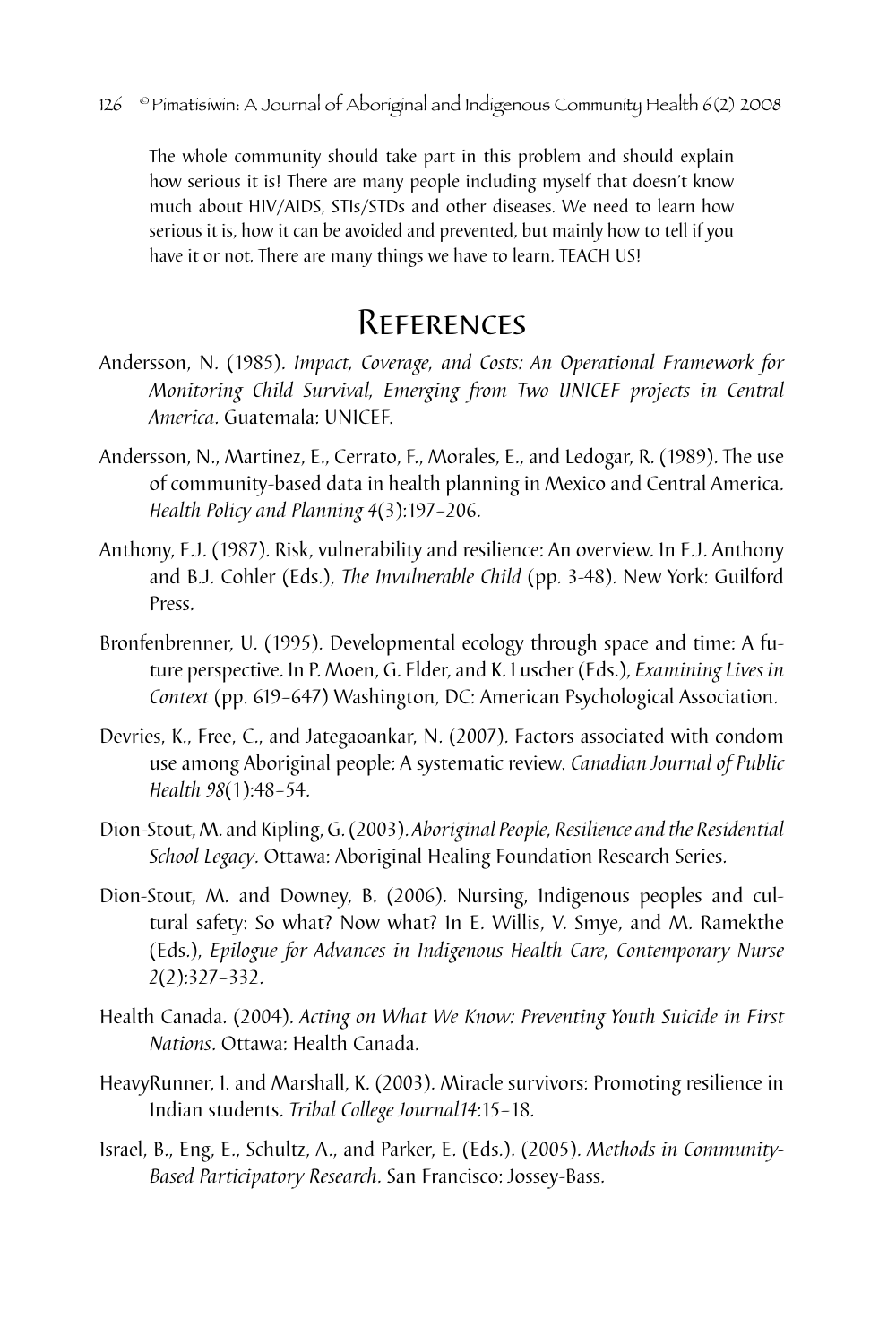> The whole community should take part in this problem and should explain how serious it is! There are many people including myself that doesn't know much about HIV/AIDS, STIs/STDs and other diseases. We need to learn how serious it is, how it can be avoided and prevented, but mainly how to tell if you have it or not. There are many things we have to learn. TEACH US!

## References

Andersson, N. (1985). *Impact, Coverage, and Costs: An Operational Framework for Monitoring Child Survival, Emerging from Two UNICEF projects in Central America*. Guatemala: UNICEF.

Andersson, N., Martinez, E., Cerrato, F., Morales, E., and Ledogar, R. (1989). The use of community-based data in health planning in Mexico and Central America. *Health Policy and Planning 4*(3):197–206.

Anthony, E.J. (1987). Risk, vulnerability and resilience: An overview. In E.J. Anthony and B.J. Cohler (Eds.), *The Invulnerable Child* (pp. 3-48). New York: Guilford Press.

Bronfenbrenner, U. (1995). Developmental ecology through space and time: A future perspective. In P. Moen, G. Elder, and K. Luscher (Eds.), *Examining Lives in Context* (pp. 619–647) Washington, DC: American Psychological Association.

Devries, K., Free, C., and Jategaoankar, N. (2007). Factors associated with condom use among Aboriginal people: A systematic review. *Canadian Journal of Public Health 98*(1):48–54.

Dion-Stout, M. and Kipling, G. (2003). *Aboriginal People, Resilience and the Residential School Legacy*. Ottawa: Aboriginal Healing Foundation Research Series.

Dion-Stout, M. and Downey, B. (2006). Nursing, Indigenous peoples and cultural safety: So what? Now what? In E. Willis, V. Smye, and M. Ramekthe (Eds.), *Epilogue for Advances in Indigenous Health Care, Contemporary Nurse 2*(2):327–332.

Health Canada. (2004). *Acting on What We Know: Preventing Youth Suicide in First Nations*. Ottawa: Health Canada.

HeavyRunner, I. and Marshall, K. (2003). Miracle survivors: Promoting resilience in Indian students. *Tribal College Journal 14*:15–18.

Israel, B., Eng, E., Schultz, A., and Parker, E. (Eds.). (2005). *Methods in Community-Based Participatory Research*. San Francisco: Jossey-Bass.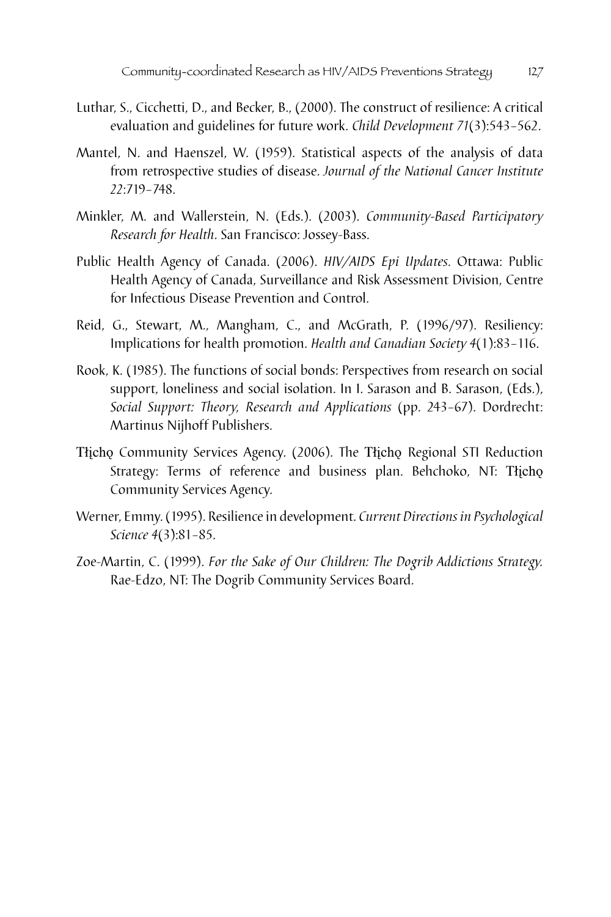Luthar, S., Cicchetti, D., and Becker, B., (2000). The construct of resilience: A critical evaluation and guidelines for future work. *Child Development 71*(3):543–562.

Mantel, N. and Haenszel, W. (1959). Statistical aspects of the analysis of data from retrospective studies of disease. *Journal of the National Cancer Institute 22*:719–748.

Minkler, M. and Wallerstein, N. (Eds.). (2003). *Community-Based Participatory Research for Health.* San Francisco: Jossey-Bass.

Public Health Agency of Canada. (2006). *HIV/AIDS Epi Updates.* Ottawa: Public Health Agency of Canada, Surveillance and Risk Assessment Division, Centre for Infectious Disease Prevention and Control.

Reid, G., Stewart, M., Mangham, C., and McGrath, P. (1996/97). Resiliency: Implications for health promotion. *Health and Canadian Society 4*(1):83–116.

Rook, K. (1985). The functions of social bonds: Perspectives from research on social support, loneliness and social isolation. In I. Sarason and B. Sarason, (Eds.), *Social Support: Theory, Research and Applications* (pp. 243–67). Dordrecht: Martinus Nijhoff Publishers.

Tłı̨chǫ Community Services Agency. (2006). The Tłı̨chǫ Regional STI Reduction Strategy: Terms of reference and business plan. Behchoko, NT: Tłı̨chǫ Community Services Agency.

Werner, Emmy. (1995). Resilience in development. *Current Directions in Psychological Science 4*(3):81–85.

Zoe-Martin, C. (1999). *For the Sake of Our Children: The Dogrib Addictions Strategy.* Rae-Edzo, NT: The Dogrib Community Services Board.